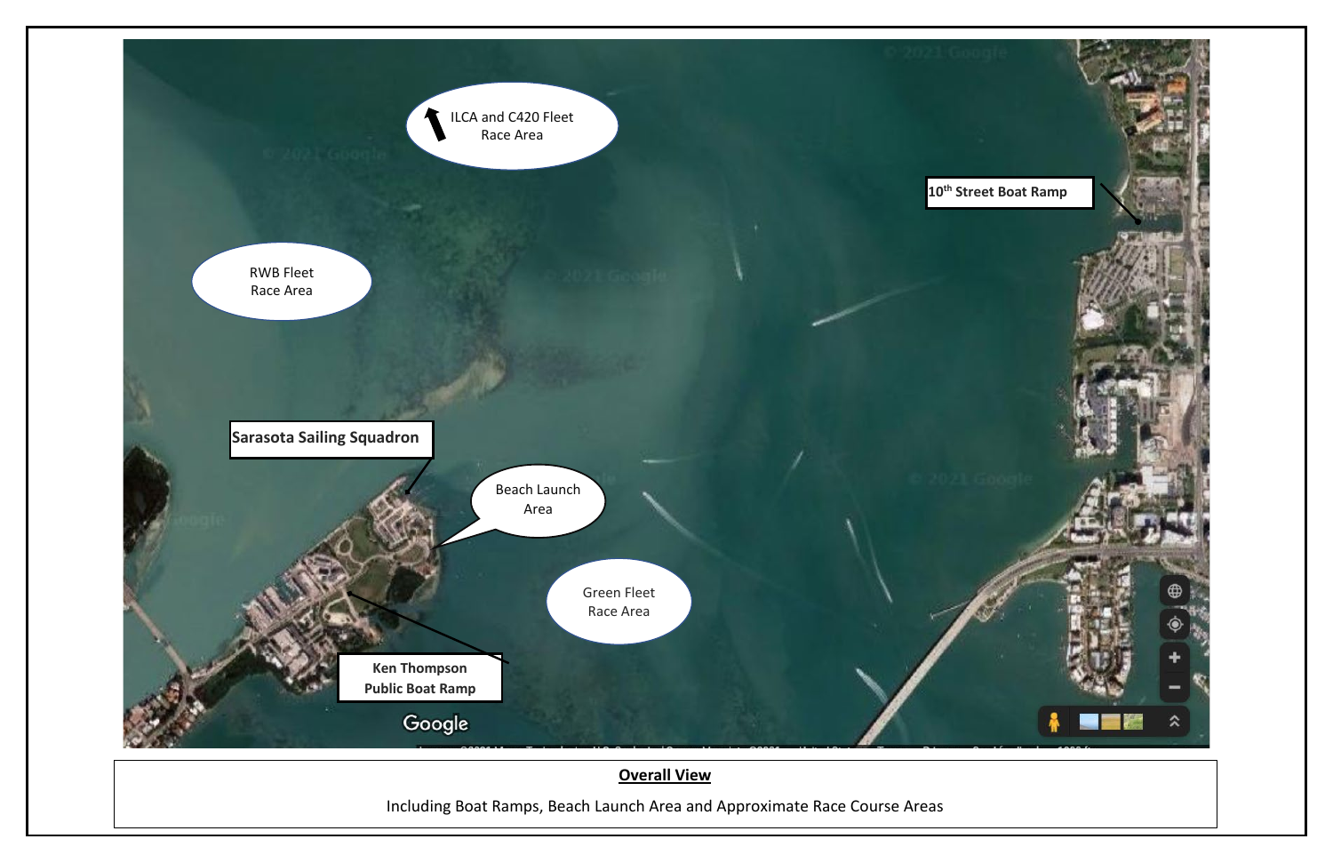ILCA and C420 Fleet Race Area

RWB Fleet Race Area

10th Street Boat Ramp

Sarasota Sailing Squadron

Beach Launch Area

Green Fleet Race Area

Ken Thompson Public Boat Ramp

**Overall View**

Including Boat Ramps, Beach Launch Area and Approximate Race Course Areas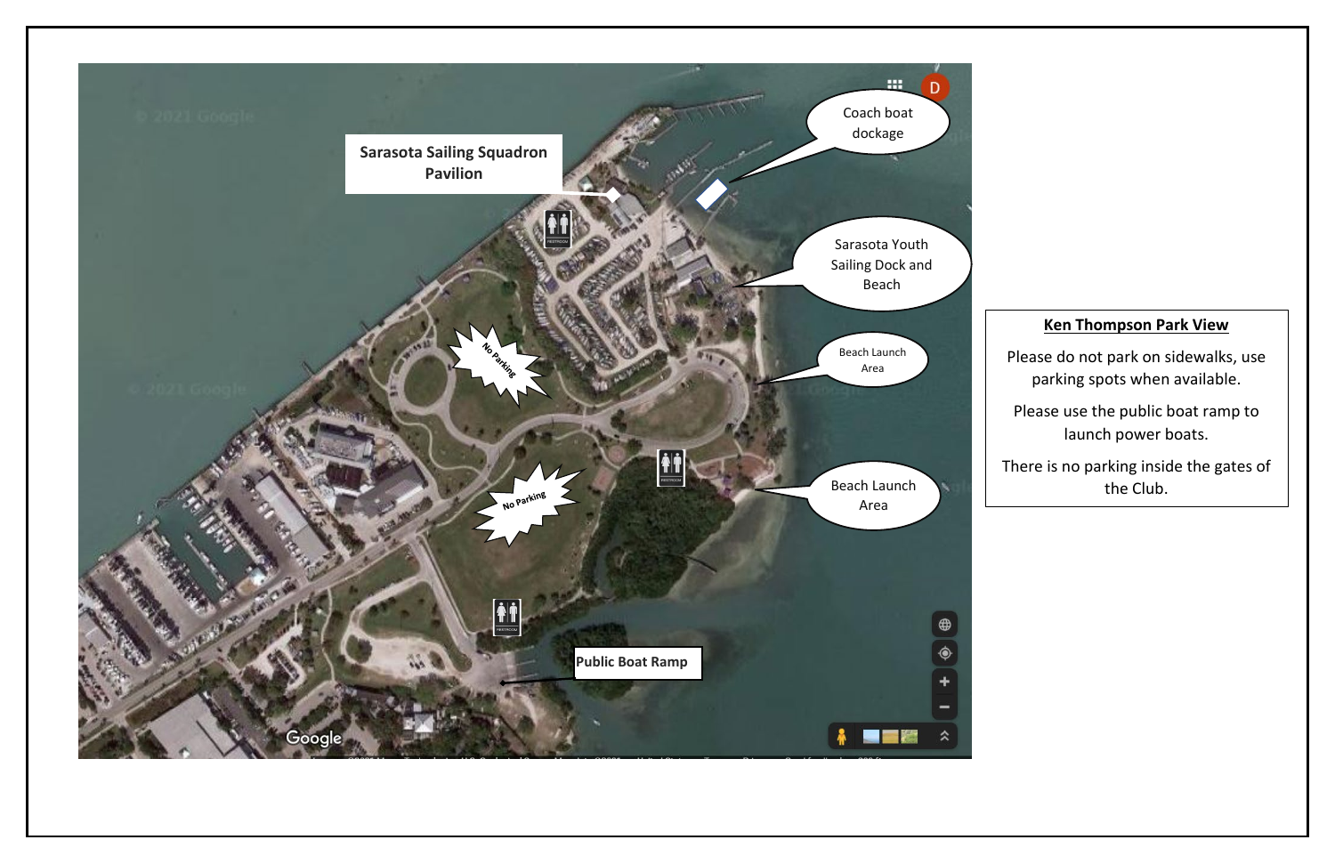Sarasota Sailing Squadron Pavilion

Coach boat dockage

Sarasota Youth Sailing Dock and Beach

No Parking

Beach Launch Area

No Parking

Beach Launch Area

Public Boat Ramp

**Ken Thompson Park View**

Please do not park on sidewalks, use parking spots when available.

Please use the public boat ramp to launch power boats.

There is no parking inside the gates of the Club.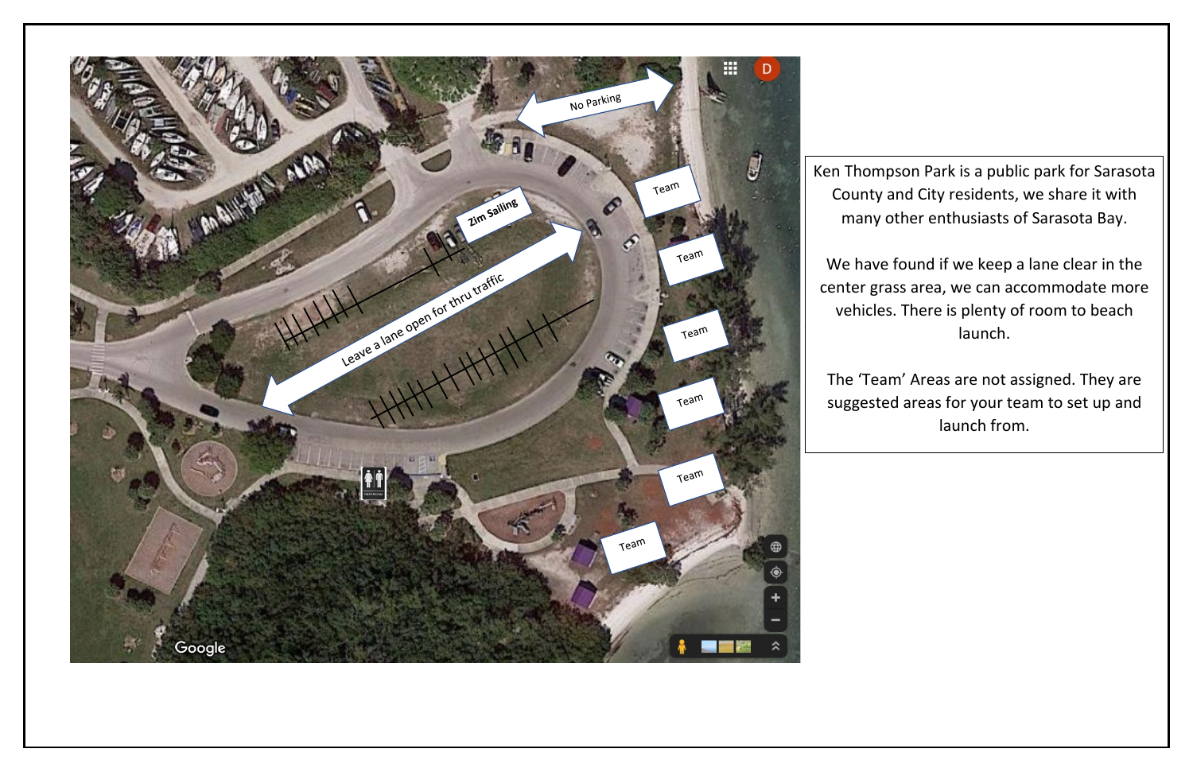Ken Thompson Park is a public park for Sarasota County and City residents, we share it with many other enthusiasts of Sarasota Bay.

We have found if we keep a lane clear in the center grass area, we can accommodate more vehicles. There is plenty of room to beach launch.

The 'Team' Areas are not assigned. They are suggested areas for your team to set up and launch from.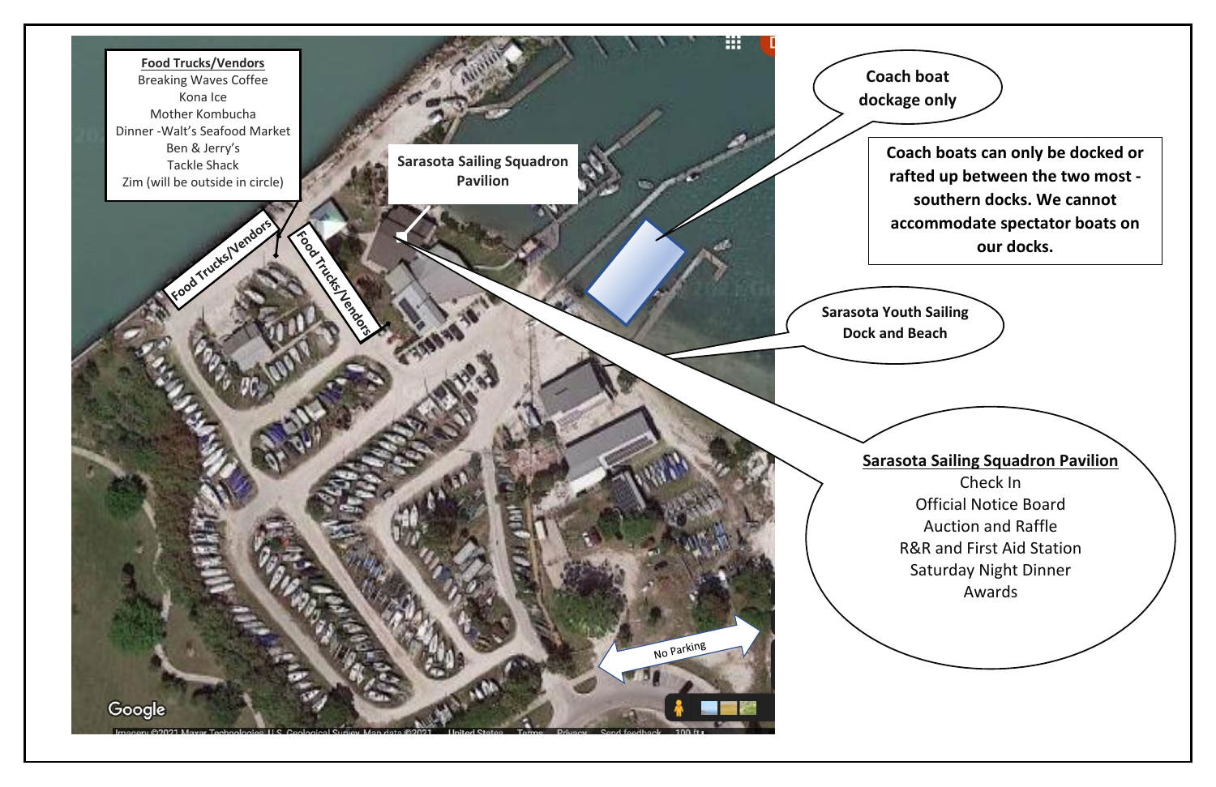**Food Trucks/Vendors**

Breaking Waves Coffee

Kona Ice

Mother Kombucha

Dinner -Walt's Seafood Market

Ben & Jerry's

Tackle Shack

Zim (will be outside in circle)

Food Trucks/Vendors

Food Trucks/Vendors

**Sarasota Sailing Squadron Pavilion**

**Coach boat dockage only**

**Coach boats can only be docked or rafted up between the two most - southern docks. We cannot accommodate spectator boats on our docks.**

**Sarasota Youth Sailing Dock and Beach**

**Sarasota Sailing Squadron Pavilion**

Check In

Official Notice Board

Auction and Raffle

R&R and First Aid Station

Saturday Night Dinner

Awards

No Parking